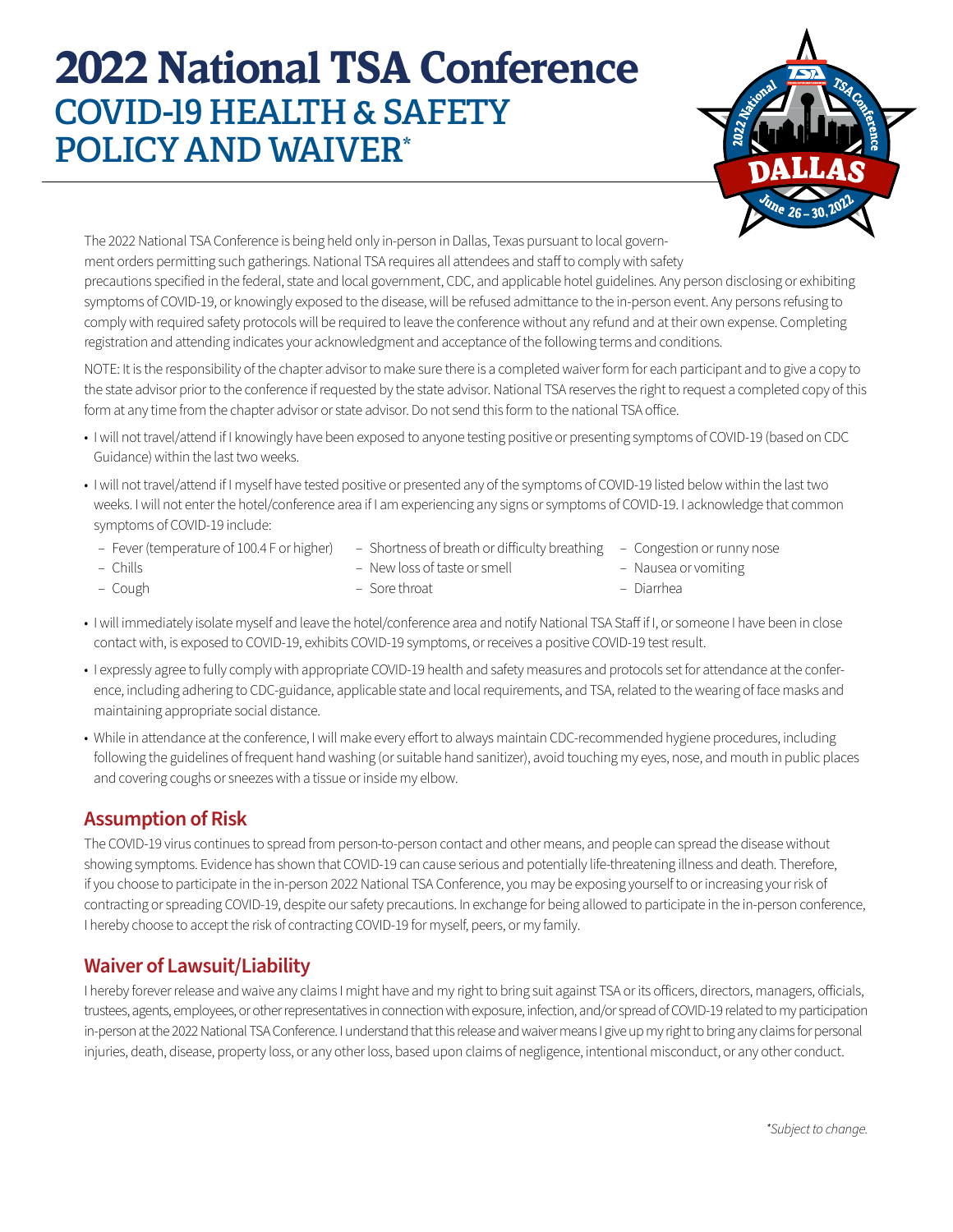# 2022 National TSA Conference

## COVID-19 HEALTH & SAFETY POLICY AND WAIVER*

The 2022 National TSA Conference is being held only in-person in Dallas, Texas pursuant to local government orders permitting such gatherings. National TSA requires all attendees and staff to comply with safety precautions specified in the federal, state and local government, CDC, and applicable hotel guidelines. Any person disclosing or exhibiting symptoms of COVID-19, or knowingly exposed to the disease, will be refused admittance to the in-person event. Any persons refusing to comply with required safety protocols will be required to leave the conference without any refund and at their own expense. Completing registration and attending indicates your acknowledgment and acceptance of the following terms and conditions.

NOTE: It is the responsibility of the chapter advisor to make sure there is a completed waiver form for each participant and to give a copy to the state advisor prior to the conference if requested by the state advisor. National TSA reserves the right to request a completed copy of this form at any time from the chapter advisor or state advisor. Do not send this form to the national TSA office.

- I will not travel/attend if I knowingly have been exposed to anyone testing positive or presenting symptoms of COVID-19 (based on CDC Guidance) within the last two weeks.
- I will not travel/attend if I myself have tested positive or presented any of the symptoms of COVID-19 listed below within the last two weeks. I will not enter the hotel/conference area if I am experiencing any signs or symptoms of COVID-19. I acknowledge that common symptoms of COVID-19 include:
  - Fever (temperature of 100.4 F or higher)
  - Chills
  - Cough
  - Shortness of breath or difficulty breathing
  - New loss of taste or smell
  - Sore throat
  - Congestion or runny nose
  - Nausea or vomiting
  - Diarrhea
- I will immediately isolate myself and leave the hotel/conference area and notify National TSA Staff if I, or someone I have been in close contact with, is exposed to COVID-19, exhibits COVID-19 symptoms, or receives a positive COVID-19 test result.
- I expressly agree to fully comply with appropriate COVID-19 health and safety measures and protocols set for attendance at the conference, including adhering to CDC-guidance, applicable state and local requirements, and TSA, related to the wearing of face masks and maintaining appropriate social distance.
- While in attendance at the conference, I will make every effort to always maintain CDC-recommended hygiene procedures, including following the guidelines of frequent hand washing (or suitable hand sanitizer), avoid touching my eyes, nose, and mouth in public places and covering coughs or sneezes with a tissue or inside my elbow.

## Assumption of Risk

The COVID-19 virus continues to spread from person-to-person contact and other means, and people can spread the disease without showing symptoms. Evidence has shown that COVID-19 can cause serious and potentially life-threatening illness and death. Therefore, if you choose to participate in the in-person 2022 National TSA Conference, you may be exposing yourself to or increasing your risk of contracting or spreading COVID-19, despite our safety precautions. In exchange for being allowed to participate in the in-person conference, I hereby choose to accept the risk of contracting COVID-19 for myself, peers, or my family.

## Waiver of Lawsuit/Liability

I hereby forever release and waive any claims I might have and my right to bring suit against TSA or its officers, directors, managers, officials, trustees, agents, employees, or other representatives in connection with exposure, infection, and/or spread of COVID-19 related to my participation in-person at the 2022 National TSA Conference. I understand that this release and waiver means I give up my right to bring any claims for personal injuries, death, disease, property loss, or any other loss, based upon claims of negligence, intentional misconduct, or any other conduct.

*Subject to change.*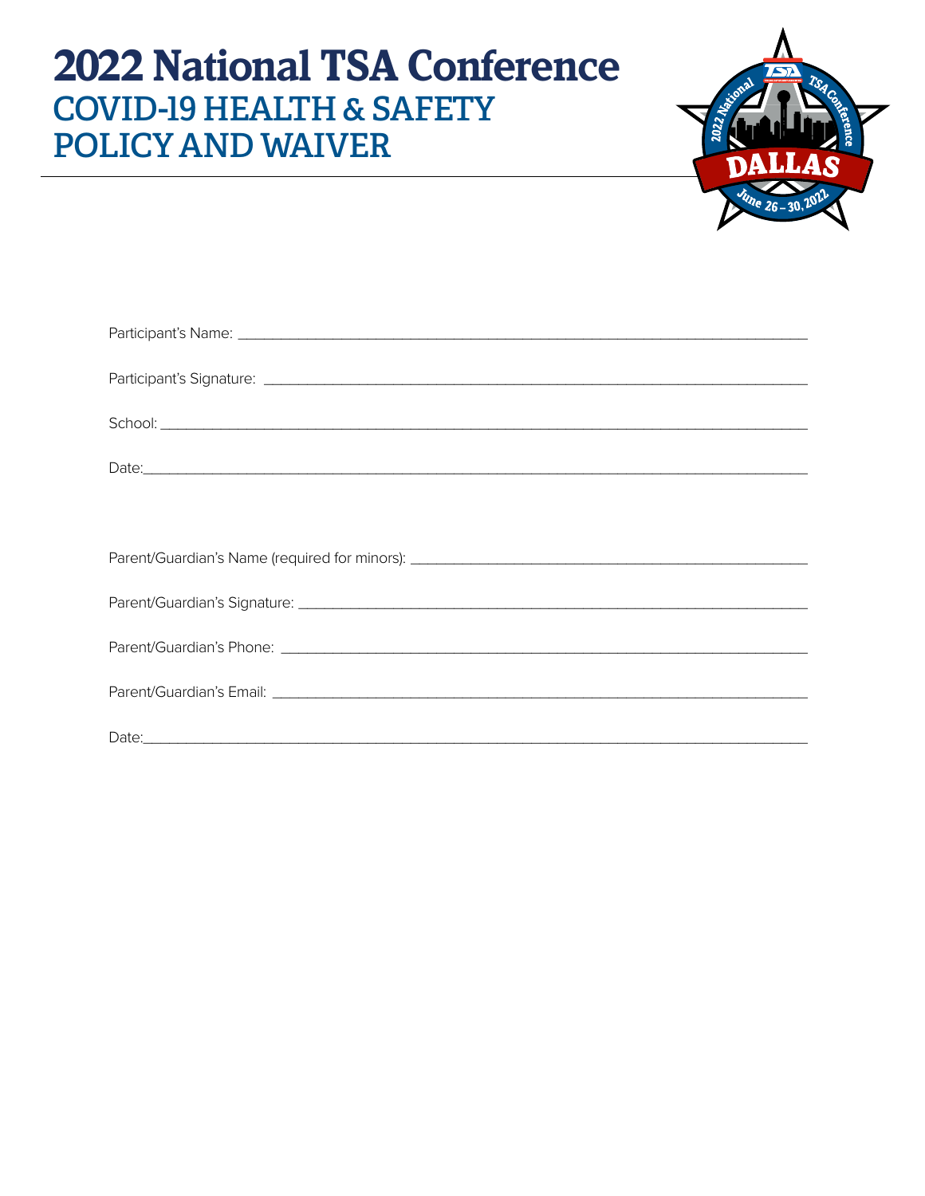# 2022 National TSA Conference

## COVID-19 HEALTH & SAFETY POLICY AND WAIVER

Participant's Name: ______________________________________________

Participant's Signature: ______________________________________________

School: ______________________________________________

Date: ______________________________________________

Parent/Guardian's Name (required for minors): ______________________________________________

Parent/Guardian's Signature: ______________________________________________

Parent/Guardian's Phone: ______________________________________________

Parent/Guardian's Email: ______________________________________________

Date: ______________________________________________